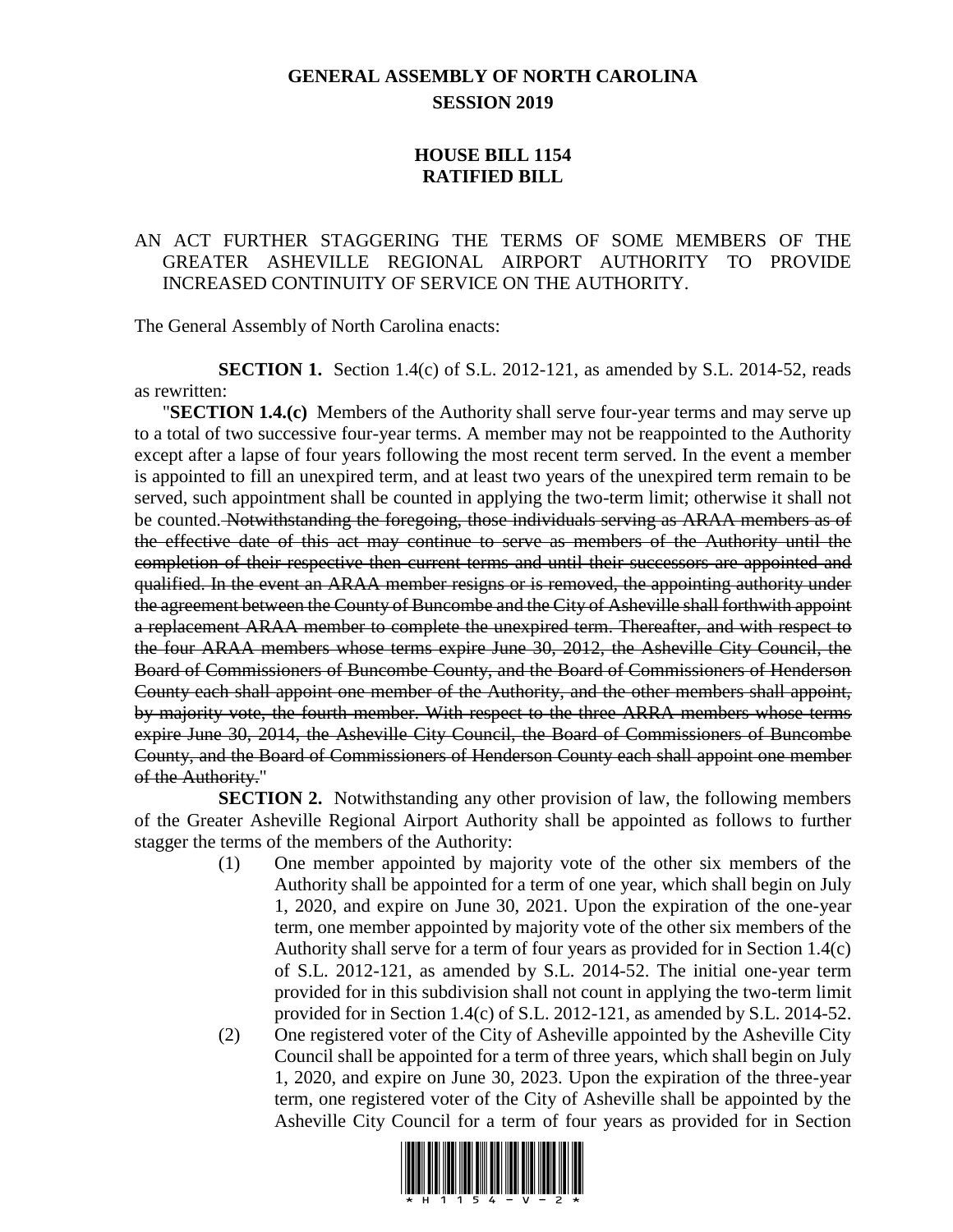# GENERAL ASSEMBLY OF NORTH CAROLINA
## SESSION 2019

## HOUSE BILL 1154
## RATIFIED BILL

AN ACT FURTHER STAGGERING THE TERMS OF SOME MEMBERS OF THE GREATER ASHEVILLE REGIONAL AIRPORT AUTHORITY TO PROVIDE INCREASED CONTINUITY OF SERVICE ON THE AUTHORITY.

The General Assembly of North Carolina enacts:

**SECTION 1.** Section 1.4(c) of S.L. 2012-121, as amended by S.L. 2014-52, reads as rewritten:

"**SECTION 1.4.(c)** Members of the Authority shall serve four-year terms and may serve up to a total of two successive four-year terms. A member may not be reappointed to the Authority except after a lapse of four years following the most recent term served. In the event a member is appointed to fill an unexpired term, and at least two years of the unexpired term remain to be served, such appointment shall be counted in applying the two-term limit; otherwise it shall not be counted.~~ Notwithstanding the foregoing, those individuals serving as ARAA members as of the effective date of this act may continue to serve as members of the Authority until the completion of their respective then current terms and until their successors are appointed and qualified. In the event an ARAA member resigns or is removed, the appointing authority under the agreement between the County of Buncombe and the City of Asheville shall forthwith appoint a replacement ARAA member to complete the unexpired term. Thereafter, and with respect to the four ARAA members whose terms expire June 30, 2012, the Asheville City Council, the Board of Commissioners of Buncombe County, and the Board of Commissioners of Henderson County each shall appoint one member of the Authority, and the other members shall appoint, by majority vote, the fourth member. With respect to the three ARRA members whose terms expire June 30, 2014, the Asheville City Council, the Board of Commissioners of Buncombe County, and the Board of Commissioners of Henderson County each shall appoint one member of the Authority.~~"

**SECTION 2.** Notwithstanding any other provision of law, the following members of the Greater Asheville Regional Airport Authority shall be appointed as follows to further stagger the terms of the members of the Authority:

(1) One member appointed by majority vote of the other six members of the Authority shall be appointed for a term of one year, which shall begin on July 1, 2020, and expire on June 30, 2021. Upon the expiration of the one-year term, one member appointed by majority vote of the other six members of the Authority shall serve for a term of four years as provided for in Section 1.4(c) of S.L. 2012-121, as amended by S.L. 2014-52. The initial one-year term provided for in this subdivision shall not count in applying the two-term limit provided for in Section 1.4(c) of S.L. 2012-121, as amended by S.L. 2014-52.

(2) One registered voter of the City of Asheville appointed by the Asheville City Council shall be appointed for a term of three years, which shall begin on July 1, 2020, and expire on June 30, 2023. Upon the expiration of the three-year term, one registered voter of the City of Asheville shall be appointed by the Asheville City Council for a term of four years as provided for in Section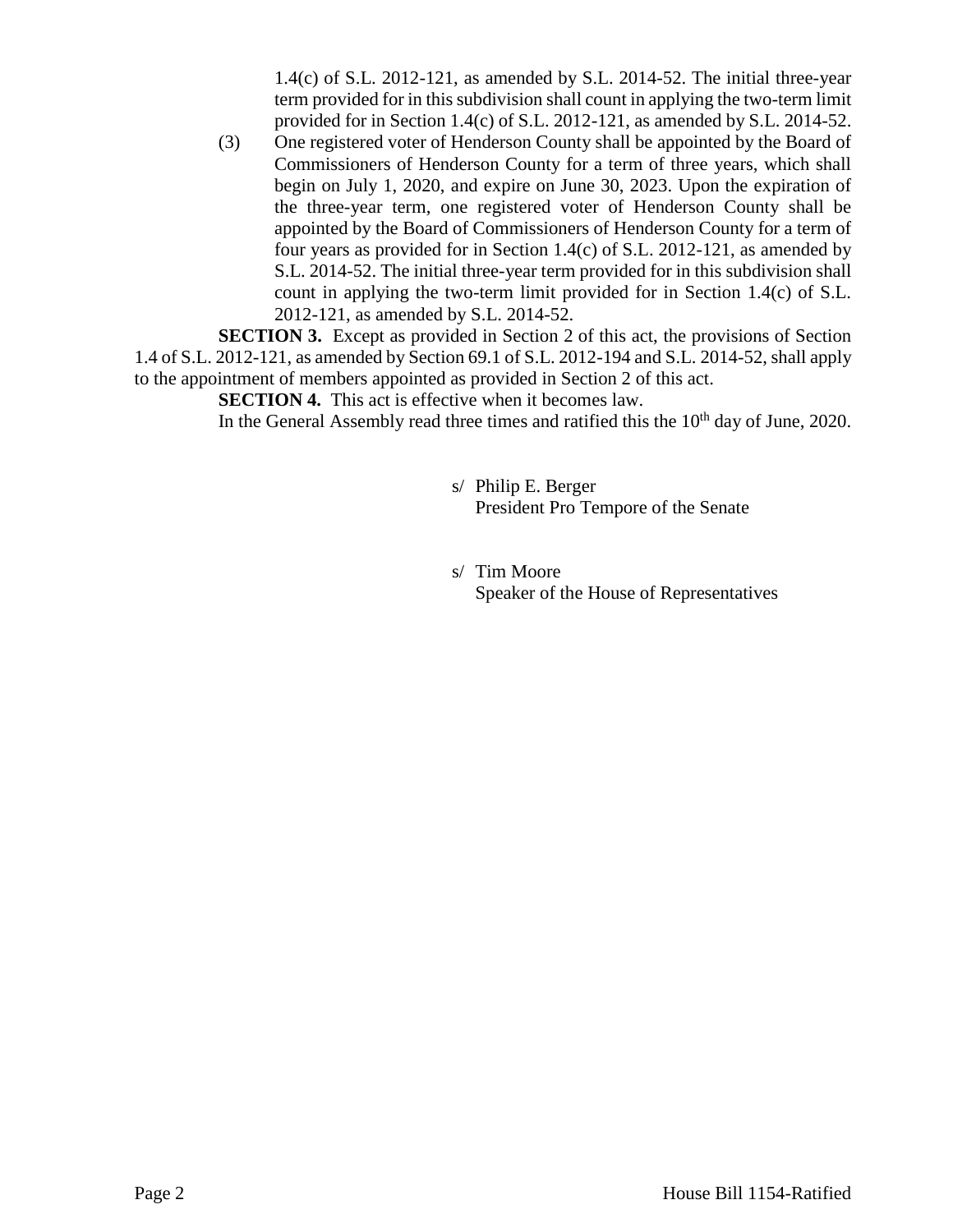1.4(c) of S.L. 2012-121, as amended by S.L. 2014-52. The initial three-year term provided for in this subdivision shall count in applying the two-term limit provided for in Section 1.4(c) of S.L. 2012-121, as amended by S.L. 2014-52.

(3) One registered voter of Henderson County shall be appointed by the Board of Commissioners of Henderson County for a term of three years, which shall begin on July 1, 2020, and expire on June 30, 2023. Upon the expiration of the three-year term, one registered voter of Henderson County shall be appointed by the Board of Commissioners of Henderson County for a term of four years as provided for in Section 1.4(c) of S.L. 2012-121, as amended by S.L. 2014-52. The initial three-year term provided for in this subdivision shall count in applying the two-term limit provided for in Section 1.4(c) of S.L. 2012-121, as amended by S.L. 2014-52.

**SECTION 3.** Except as provided in Section 2 of this act, the provisions of Section 1.4 of S.L. 2012-121, as amended by Section 69.1 of S.L. 2012-194 and S.L. 2014-52, shall apply to the appointment of members appointed as provided in Section 2 of this act.

**SECTION 4.** This act is effective when it becomes law.

In the General Assembly read three times and ratified this the 10th day of June, 2020.

s/ Philip E. Berger
President Pro Tempore of the Senate

s/ Tim Moore
Speaker of the House of Representatives